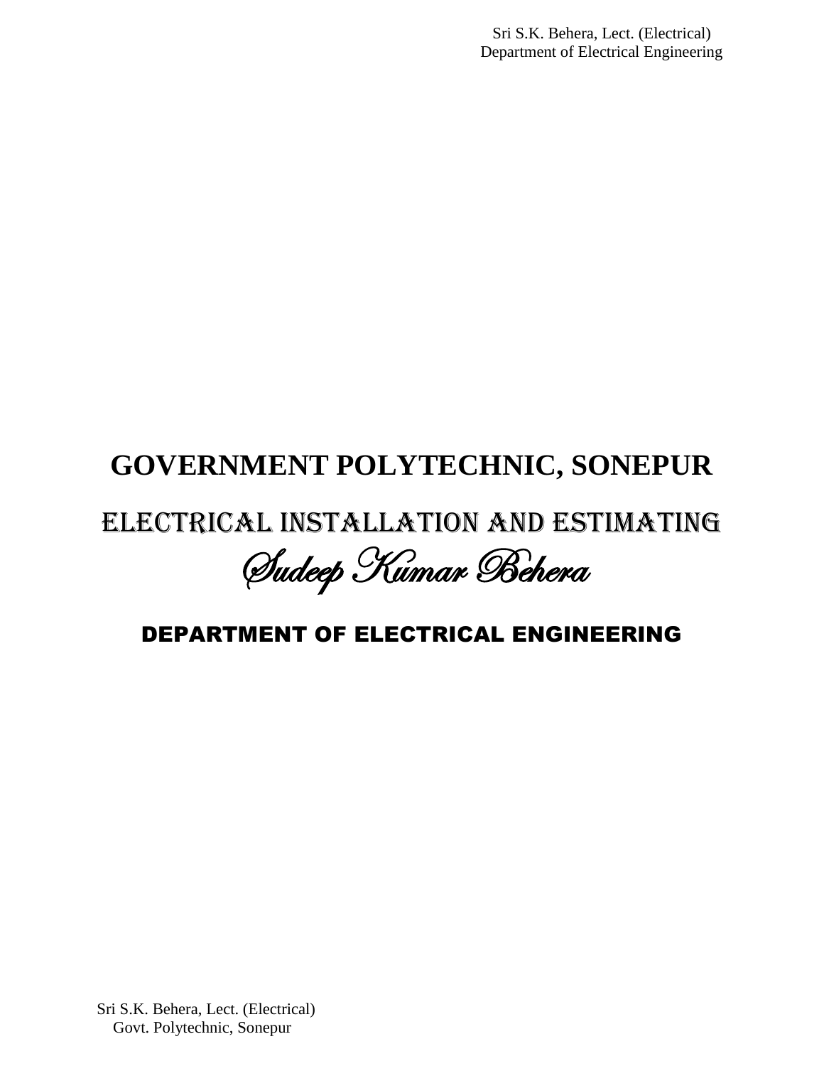# GOVERNMENT POLYTECHNIC, SONEPUR

## ELECTRICAL INSTALLATION AND ESTIMATING

*Sudeep Kumar Behera*

## DEPARTMENT OF ELECTRICAL ENGINEERING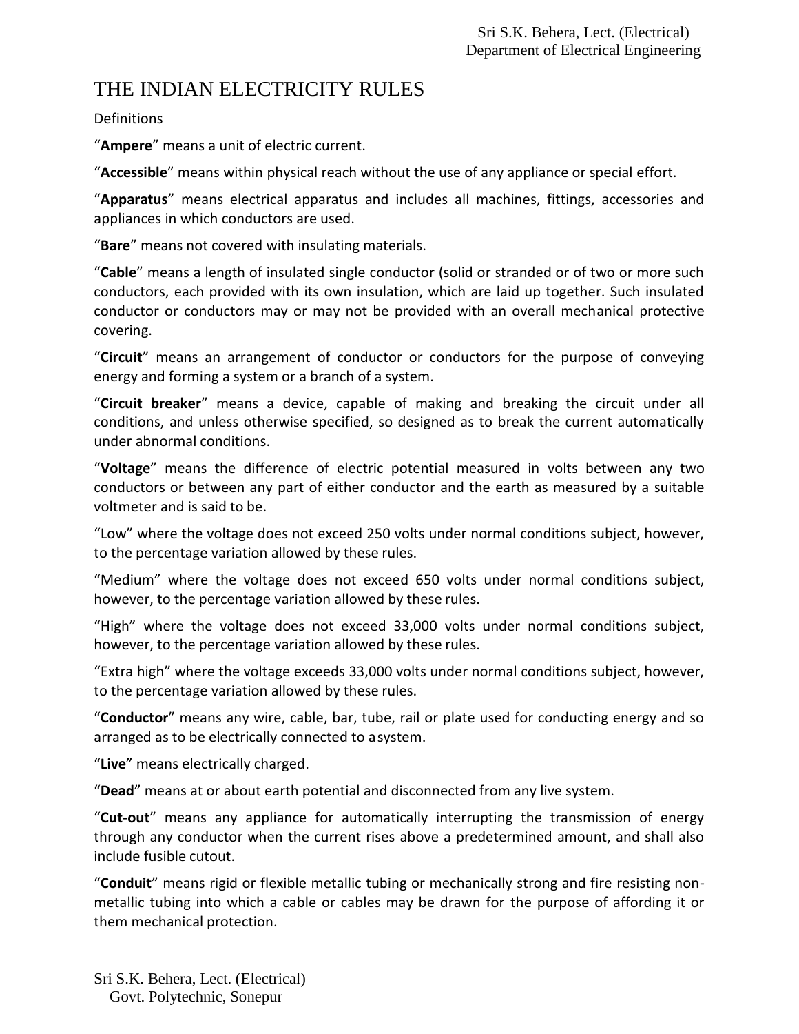# THE INDIAN ELECTRICITY RULES

Definitions

"**Ampere**" means a unit of electric current.

"**Accessible**" means within physical reach without the use of any appliance or special effort.

"**Apparatus**" means electrical apparatus and includes all machines, fittings, accessories and appliances in which conductors are used.

"**Bare**" means not covered with insulating materials.

"**Cable**" means a length of insulated single conductor (solid or stranded or of two or more such conductors, each provided with its own insulation, which are laid up together. Such insulated conductor or conductors may or may not be provided with an overall mechanical protective covering.

"**Circuit**" means an arrangement of conductor or conductors for the purpose of conveying energy and forming a system or a branch of a system.

"**Circuit breaker**" means a device, capable of making and breaking the circuit under all conditions, and unless otherwise specified, so designed as to break the current automatically under abnormal conditions.

"**Voltage**" means the difference of electric potential measured in volts between any two conductors or between any part of either conductor and the earth as measured by a suitable voltmeter and is said to be.

"Low" where the voltage does not exceed 250 volts under normal conditions subject, however, to the percentage variation allowed by these rules.

"Medium" where the voltage does not exceed 650 volts under normal conditions subject, however, to the percentage variation allowed by these rules.

"High" where the voltage does not exceed 33,000 volts under normal conditions subject, however, to the percentage variation allowed by these rules.

"Extra high" where the voltage exceeds 33,000 volts under normal conditions subject, however, to the percentage variation allowed by these rules.

"**Conductor**" means any wire, cable, bar, tube, rail or plate used for conducting energy and so arranged as to be electrically connected to a system.

"**Live**" means electrically charged.

"**Dead**" means at or about earth potential and disconnected from any live system.

"**Cut-out**" means any appliance for automatically interrupting the transmission of energy through any conductor when the current rises above a predetermined amount, and shall also include fusible cutout.

"**Conduit**" means rigid or flexible metallic tubing or mechanically strong and fire resisting non-metallic tubing into which a cable or cables may be drawn for the purpose of affording it or them mechanical protection.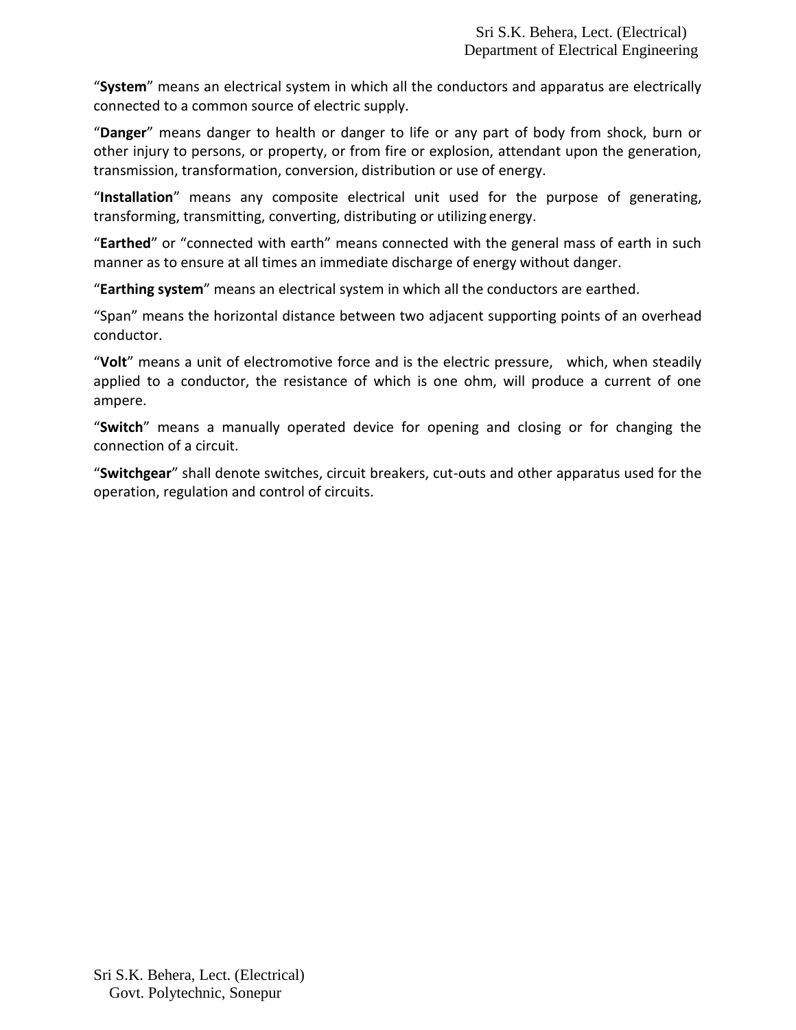"**System**" means an electrical system in which all the conductors and apparatus are electrically connected to a common source of electric supply.

"**Danger**" means danger to health or danger to life or any part of body from shock, burn or other injury to persons, or property, or from fire or explosion, attendant upon the generation, transmission, transformation, conversion, distribution or use of energy.

"**Installation**" means any composite electrical unit used for the purpose of generating, transforming, transmitting, converting, distributing or utilizing energy.

"**Earthed**" or "connected with earth" means connected with the general mass of earth in such manner as to ensure at all times an immediate discharge of energy without danger.

"**Earthing system**" means an electrical system in which all the conductors are earthed.

"Span" means the horizontal distance between two adjacent supporting points of an overhead conductor.

"**Volt**" means a unit of electromotive force and is the electric pressure, which, when steadily applied to a conductor, the resistance of which is one ohm, will produce a current of one ampere.

"**Switch**" means a manually operated device for opening and closing or for changing the connection of a circuit.

"**Switchgear**" shall denote switches, circuit breakers, cut-outs and other apparatus used for the operation, regulation and control of circuits.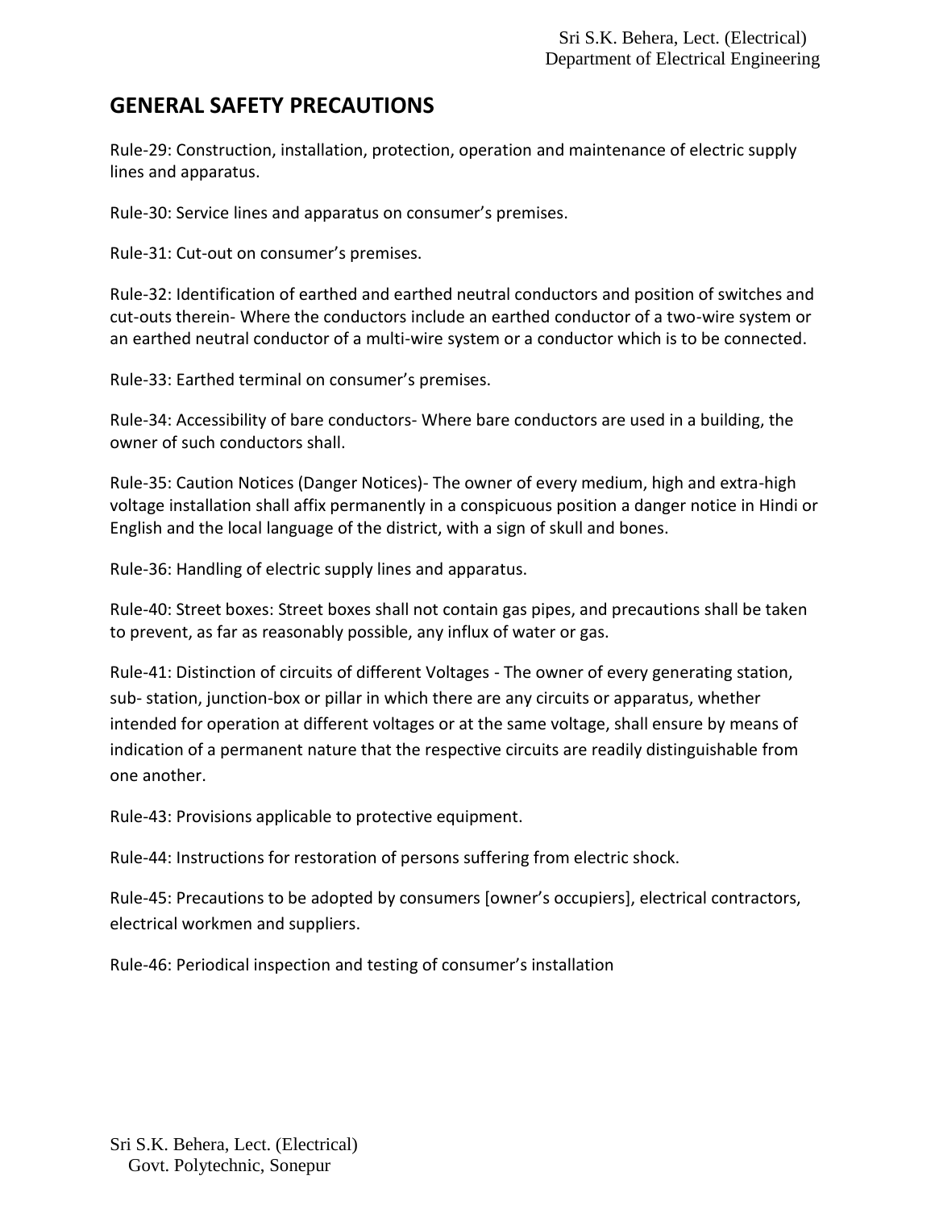## GENERAL SAFETY PRECAUTIONS

Rule-29: Construction, installation, protection, operation and maintenance of electric supply lines and apparatus.

Rule-30: Service lines and apparatus on consumer's premises.

Rule-31: Cut-out on consumer's premises.

Rule-32: Identification of earthed and earthed neutral conductors and position of switches and cut-outs therein- Where the conductors include an earthed conductor of a two-wire system or an earthed neutral conductor of a multi-wire system or a conductor which is to be connected.

Rule-33: Earthed terminal on consumer's premises.

Rule-34: Accessibility of bare conductors- Where bare conductors are used in a building, the owner of such conductors shall.

Rule-35: Caution Notices (Danger Notices)- The owner of every medium, high and extra-high voltage installation shall affix permanently in a conspicuous position a danger notice in Hindi or English and the local language of the district, with a sign of skull and bones.

Rule-36: Handling of electric supply lines and apparatus.

Rule-40: Street boxes: Street boxes shall not contain gas pipes, and precautions shall be taken to prevent, as far as reasonably possible, any influx of water or gas.

Rule-41: Distinction of circuits of different Voltages - The owner of every generating station, sub- station, junction-box or pillar in which there are any circuits or apparatus, whether intended for operation at different voltages or at the same voltage, shall ensure by means of indication of a permanent nature that the respective circuits are readily distinguishable from one another.

Rule-43: Provisions applicable to protective equipment.

Rule-44: Instructions for restoration of persons suffering from electric shock.

Rule-45: Precautions to be adopted by consumers [owner's occupiers], electrical contractors, electrical workmen and suppliers.

Rule-46: Periodical inspection and testing of consumer's installation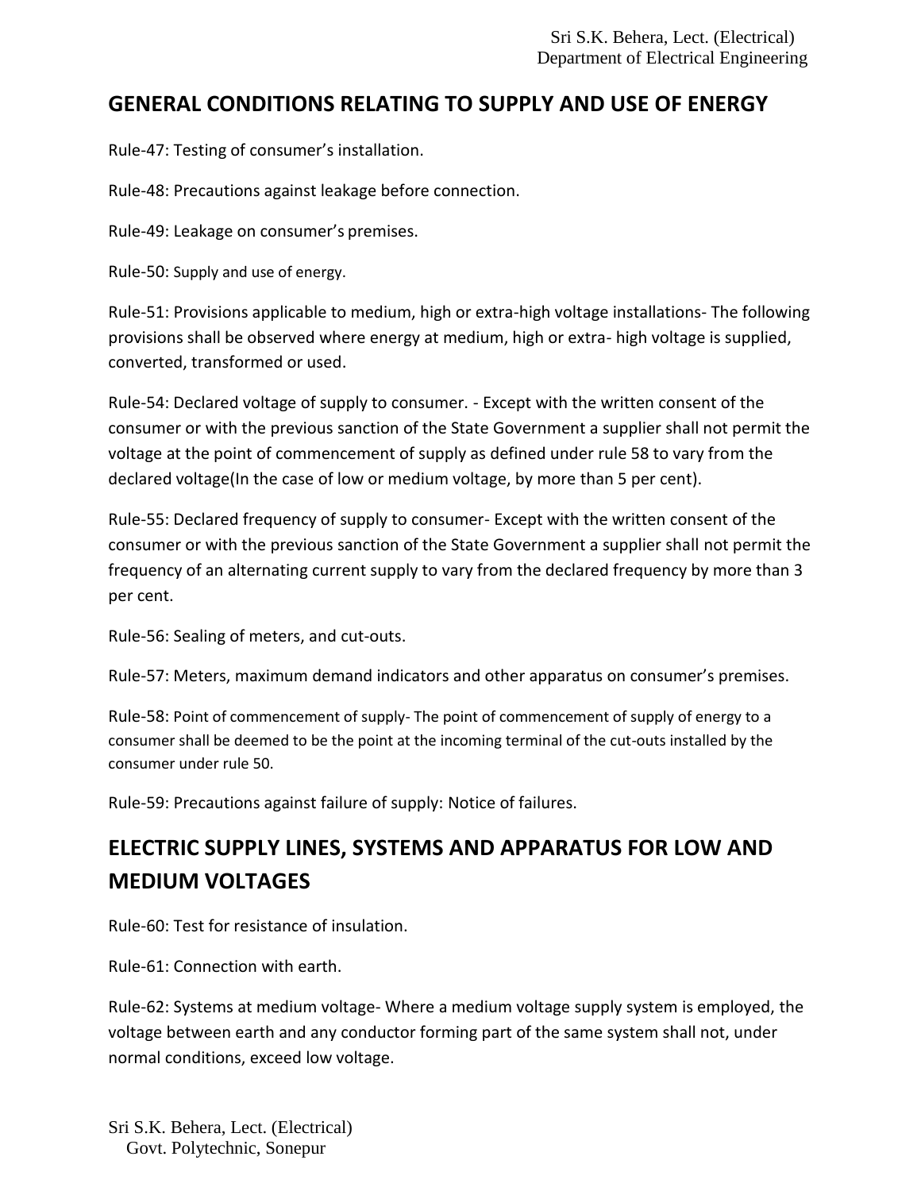## GENERAL CONDITIONS RELATING TO SUPPLY AND USE OF ENERGY

Rule-47: Testing of consumer's installation.

Rule-48: Precautions against leakage before connection.

Rule-49: Leakage on consumer's premises.

Rule-50: Supply and use of energy.

Rule-51: Provisions applicable to medium, high or extra-high voltage installations- The following provisions shall be observed where energy at medium, high or extra- high voltage is supplied, converted, transformed or used.

Rule-54: Declared voltage of supply to consumer. - Except with the written consent of the consumer or with the previous sanction of the State Government a supplier shall not permit the voltage at the point of commencement of supply as defined under rule 58 to vary from the declared voltage(In the case of low or medium voltage, by more than 5 per cent).

Rule-55: Declared frequency of supply to consumer- Except with the written consent of the consumer or with the previous sanction of the State Government a supplier shall not permit the frequency of an alternating current supply to vary from the declared frequency by more than 3 per cent.

Rule-56: Sealing of meters, and cut-outs.

Rule-57: Meters, maximum demand indicators and other apparatus on consumer's premises.

Rule-58: Point of commencement of supply- The point of commencement of supply of energy to a consumer shall be deemed to be the point at the incoming terminal of the cut-outs installed by the consumer under rule 50.

Rule-59: Precautions against failure of supply: Notice of failures.

## ELECTRIC SUPPLY LINES, SYSTEMS AND APPARATUS FOR LOW AND MEDIUM VOLTAGES

Rule-60: Test for resistance of insulation.

Rule-61: Connection with earth.

Rule-62: Systems at medium voltage- Where a medium voltage supply system is employed, the voltage between earth and any conductor forming part of the same system shall not, under normal conditions, exceed low voltage.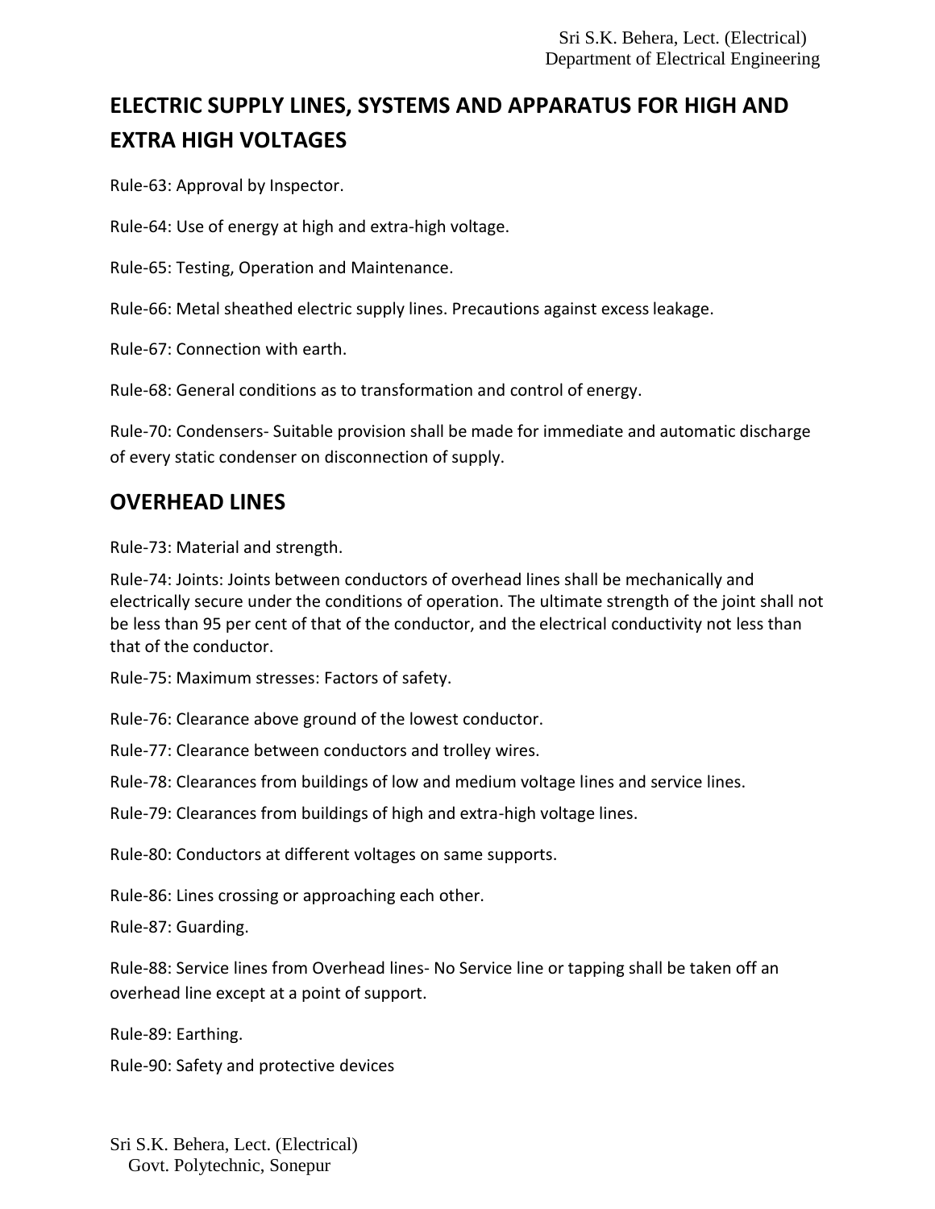## ELECTRIC SUPPLY LINES, SYSTEMS AND APPARATUS FOR HIGH AND EXTRA HIGH VOLTAGES

Rule-63: Approval by Inspector.

Rule-64: Use of energy at high and extra-high voltage.

Rule-65: Testing, Operation and Maintenance.

Rule-66: Metal sheathed electric supply lines. Precautions against excess leakage.

Rule-67: Connection with earth.

Rule-68: General conditions as to transformation and control of energy.

Rule-70: Condensers- Suitable provision shall be made for immediate and automatic discharge of every static condenser on disconnection of supply.

## OVERHEAD LINES

Rule-73: Material and strength.

Rule-74: Joints: Joints between conductors of overhead lines shall be mechanically and electrically secure under the conditions of operation. The ultimate strength of the joint shall not be less than 95 per cent of that of the conductor, and the electrical conductivity not less than that of the conductor.

Rule-75: Maximum stresses: Factors of safety.

Rule-76: Clearance above ground of the lowest conductor.

Rule-77: Clearance between conductors and trolley wires.

Rule-78: Clearances from buildings of low and medium voltage lines and service lines.

Rule-79: Clearances from buildings of high and extra-high voltage lines.

Rule-80: Conductors at different voltages on same supports.

Rule-86: Lines crossing or approaching each other.

Rule-87: Guarding.

Rule-88: Service lines from Overhead lines- No Service line or tapping shall be taken off an overhead line except at a point of support.

Rule-89: Earthing.

Rule-90: Safety and protective devices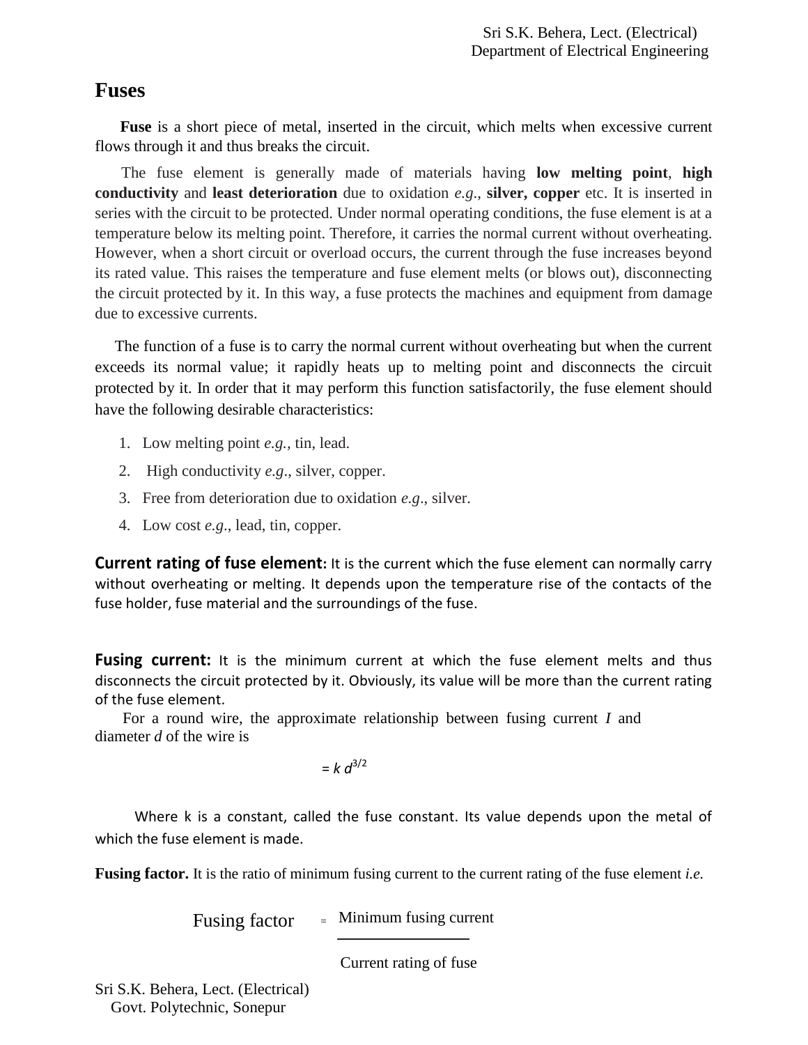# Fuses

**Fuse** is a short piece of metal, inserted in the circuit, which melts when excessive current flows through it and thus breaks the circuit.

The fuse element is generally made of materials having **low melting point**, **high conductivity** and **least deterioration** due to oxidation *e.g.*, **silver, copper** etc. It is inserted in series with the circuit to be protected. Under normal operating conditions, the fuse element is at a temperature below its melting point. Therefore, it carries the normal current without overheating. However, when a short circuit or overload occurs, the current through the fuse increases beyond its rated value. This raises the temperature and fuse element melts (or blows out), disconnecting the circuit protected by it. In this way, a fuse protects the machines and equipment from damage due to excessive currents.

The function of a fuse is to carry the normal current without overheating but when the current exceeds its normal value; it rapidly heats up to melting point and disconnects the circuit protected by it. In order that it may perform this function satisfactorily, the fuse element should have the following desirable characteristics:

1. Low melting point *e.g.*, tin, lead.
2. High conductivity *e.g*., silver, copper.
3. Free from deterioration due to oxidation *e.g*., silver.
4. Low cost *e.g*., lead, tin, copper.

**Current rating of fuse element:** It is the current which the fuse element can normally carry without overheating or melting. It depends upon the temperature rise of the contacts of the fuse holder, fuse material and the surroundings of the fuse.

**Fusing current:** It is the minimum current at which the fuse element melts and thus disconnects the circuit protected by it. Obviously, its value will be more than the current rating of the fuse element.

For a round wire, the approximate relationship between fusing current *I* and diameter *d* of the wire is

$$= k\, d^{3/2}$$

Where k is a constant, called the fuse constant. Its value depends upon the metal of which the fuse element is made.

**Fusing factor.** It is the ratio of minimum fusing current to the current rating of the fuse element *i.e.*

$$\text{Fusing factor} = \frac{\text{Minimum fusing current}}{\text{Current rating of fuse}}$$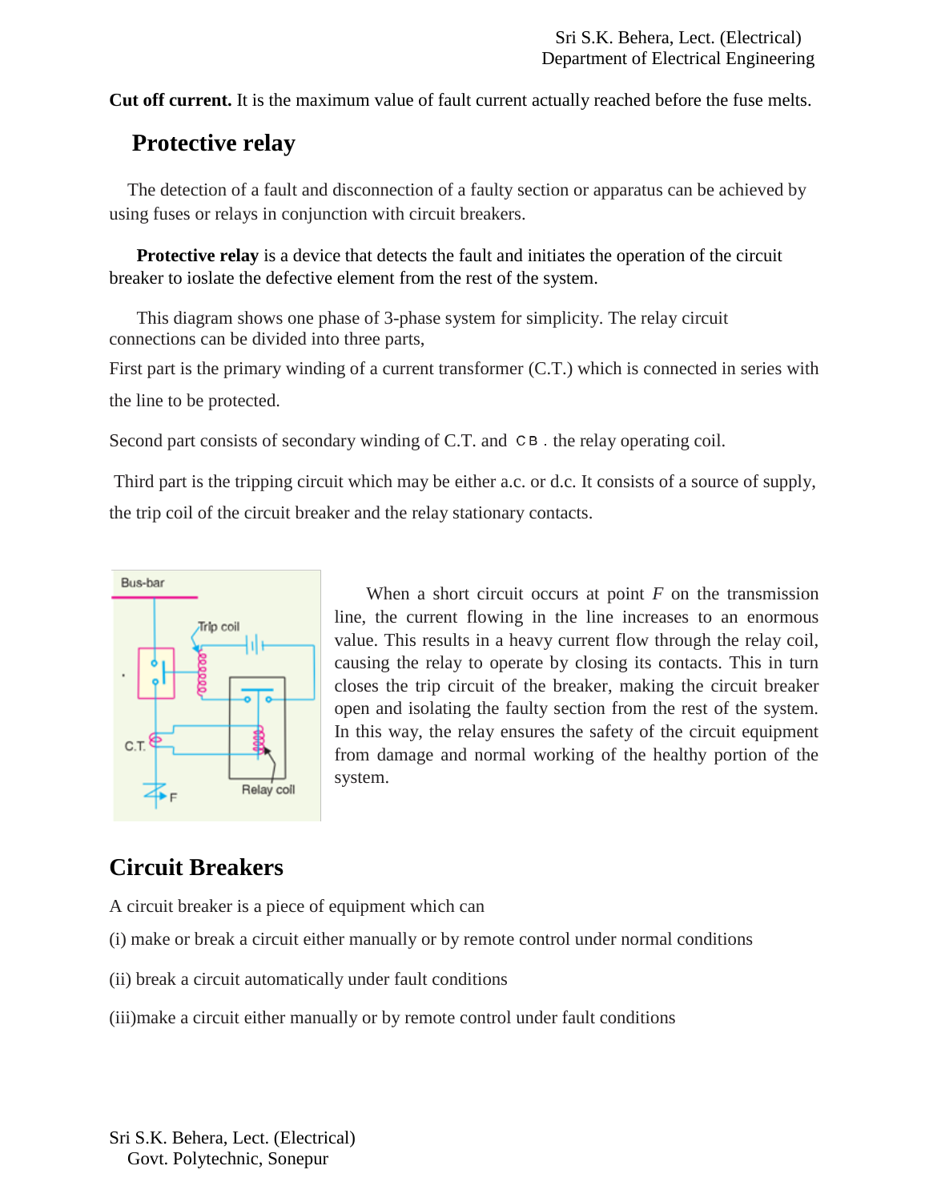**Cut off current.** It is the maximum value of fault current actually reached before the fuse melts.

## Protective relay

The detection of a fault and disconnection of a faulty section or apparatus can be achieved by using fuses or relays in conjunction with circuit breakers.

**Protective relay** is a device that detects the fault and initiates the operation of the circuit breaker to ioslate the defective element from the rest of the system.

This diagram shows one phase of 3-phase system for simplicity. The relay circuit connections can be divided into three parts,

First part is the primary winding of a current transformer (C.T.) which is connected in series with the line to be protected.

Second part consists of secondary winding of C.T. and CB . the relay operating coil.

Third part is the tripping circuit which may be either a.c. or d.c. It consists of a source of supply, the trip coil of the circuit breaker and the relay stationary contacts.

When a short circuit occurs at point *F* on the transmission line, the current flowing in the line increases to an enormous value. This results in a heavy current flow through the relay coil, causing the relay to operate by closing its contacts. This in turn closes the trip circuit of the breaker, making the circuit breaker open and isolating the faulty section from the rest of the system. In this way, the relay ensures the safety of the circuit equipment from damage and normal working of the healthy portion of the system.

## Circuit Breakers

A circuit breaker is a piece of equipment which can

(i) make or break a circuit either manually or by remote control under normal conditions

(ii) break a circuit automatically under fault conditions

(iii)make a circuit either manually or by remote control under fault conditions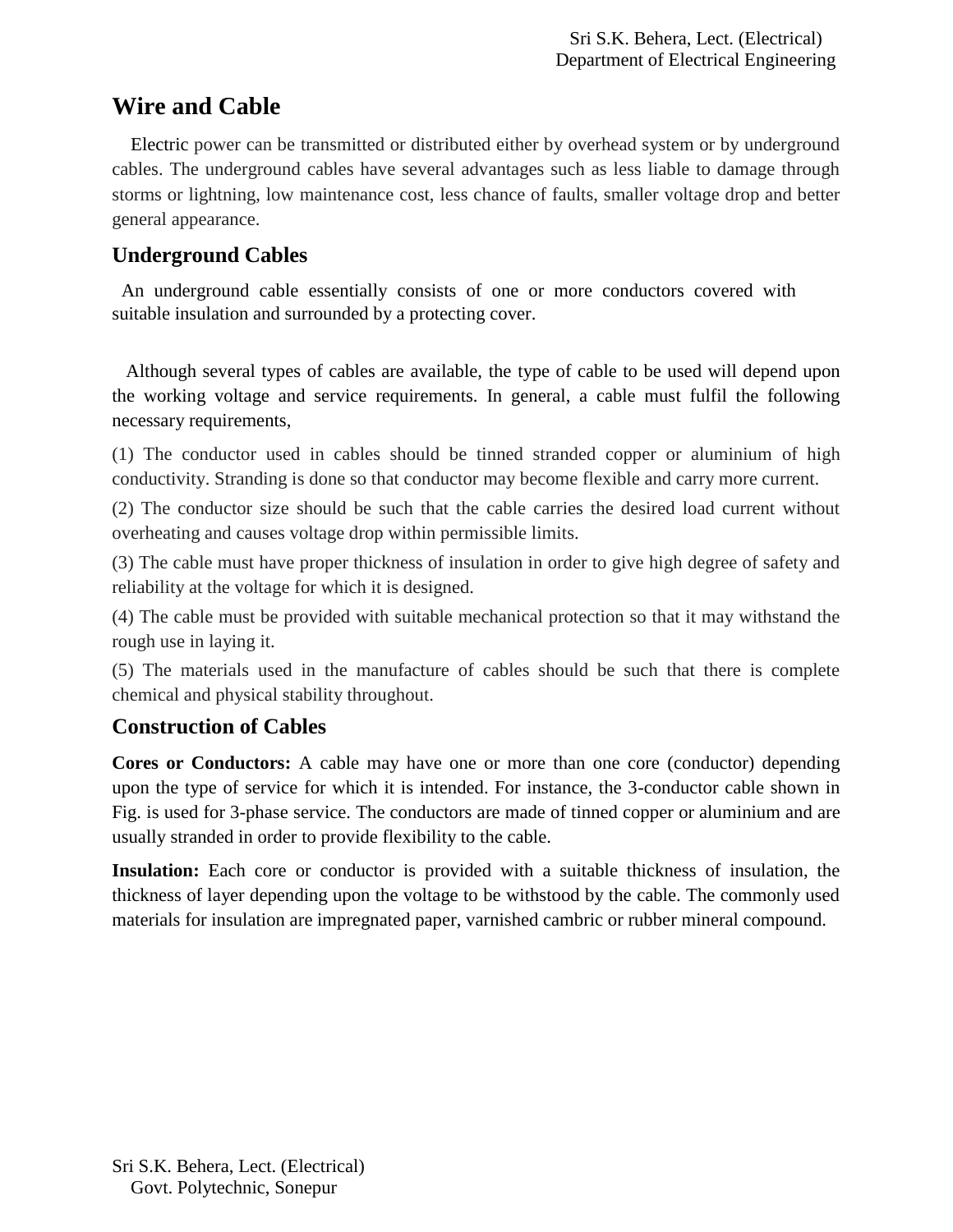# Wire and Cable

Electric power can be transmitted or distributed either by overhead system or by underground cables. The underground cables have several advantages such as less liable to damage through storms or lightning, low maintenance cost, less chance of faults, smaller voltage drop and better general appearance.

## Underground Cables

An underground cable essentially consists of one or more conductors covered with suitable insulation and surrounded by a protecting cover.

Although several types of cables are available, the type of cable to be used will depend upon the working voltage and service requirements. In general, a cable must fulfil the following necessary requirements,

(1) The conductor used in cables should be tinned stranded copper or aluminium of high conductivity. Stranding is done so that conductor may become flexible and carry more current.

(2) The conductor size should be such that the cable carries the desired load current without overheating and causes voltage drop within permissible limits.

(3) The cable must have proper thickness of insulation in order to give high degree of safety and reliability at the voltage for which it is designed.

(4) The cable must be provided with suitable mechanical protection so that it may withstand the rough use in laying it.

(5) The materials used in the manufacture of cables should be such that there is complete chemical and physical stability throughout.

## Construction of Cables

**Cores or Conductors:** A cable may have one or more than one core (conductor) depending upon the type of service for which it is intended. For instance, the 3-conductor cable shown in Fig. is used for 3-phase service. The conductors are made of tinned copper or aluminium and are usually stranded in order to provide flexibility to the cable.

**Insulation:** Each core or conductor is provided with a suitable thickness of insulation, the thickness of layer depending upon the voltage to be withstood by the cable. The commonly used materials for insulation are impregnated paper, varnished cambric or rubber mineral compound.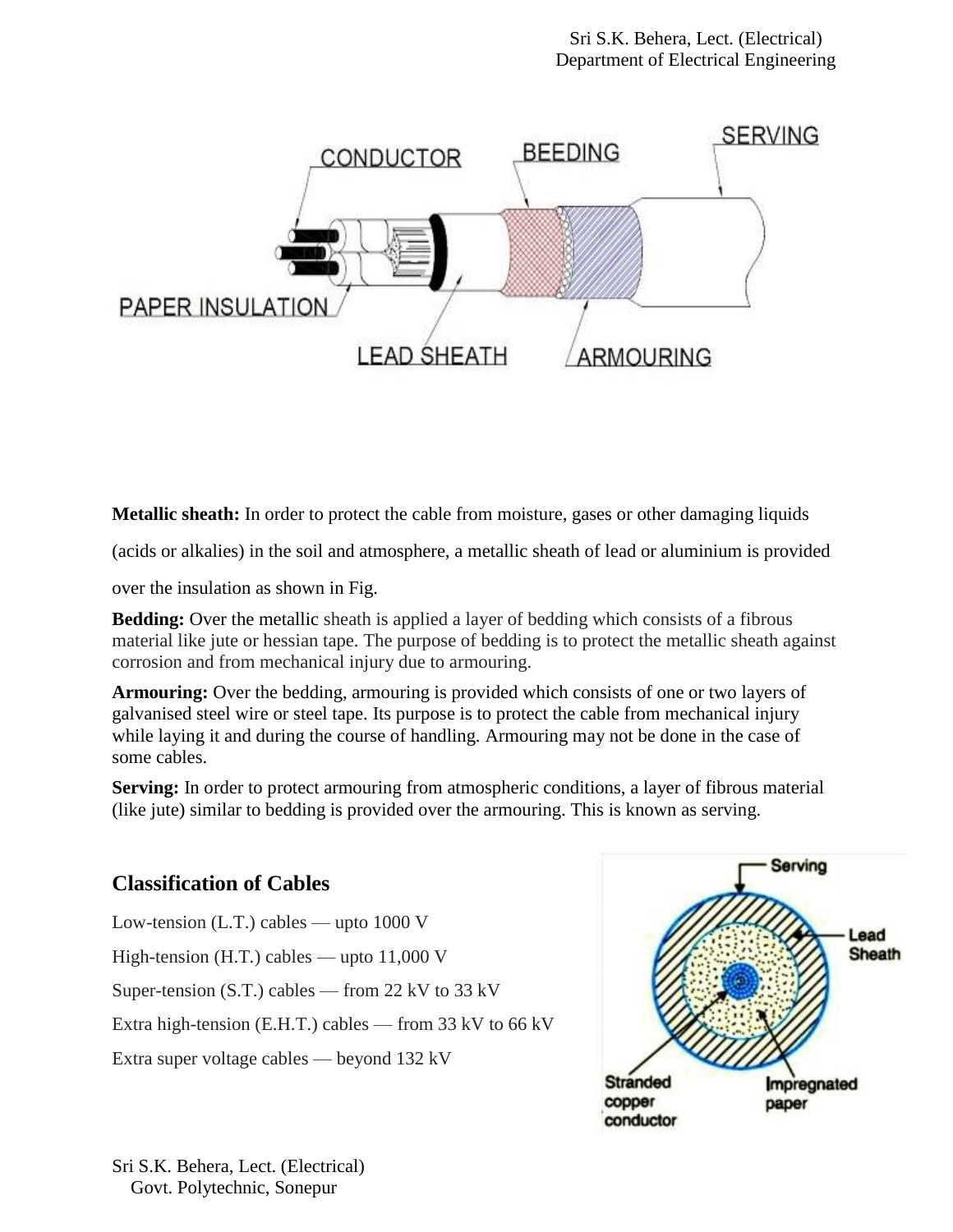**Metallic sheath:** In order to protect the cable from moisture, gases or other damaging liquids (acids or alkalies) in the soil and atmosphere, a metallic sheath of lead or aluminium is provided over the insulation as shown in Fig.

**Bedding:** Over the metallic sheath is applied a layer of bedding which consists of a fibrous material like jute or hessian tape. The purpose of bedding is to protect the metallic sheath against corrosion and from mechanical injury due to armouring.

**Armouring:** Over the bedding, armouring is provided which consists of one or two layers of galvanised steel wire or steel tape. Its purpose is to protect the cable from mechanical injury while laying it and during the course of handling. Armouring may not be done in the case of some cables.

**Serving:** In order to protect armouring from atmospheric conditions, a layer of fibrous material (like jute) similar to bedding is provided over the armouring. This is known as serving.

## Classification of Cables

Low-tension (L.T.) cables — upto 1000 V

High-tension (H.T.) cables — upto 11,000 V

Super-tension (S.T.) cables — from 22 kV to 33 kV

Extra high-tension (E.H.T.) cables — from 33 kV to 66 kV

Extra super voltage cables — beyond 132 kV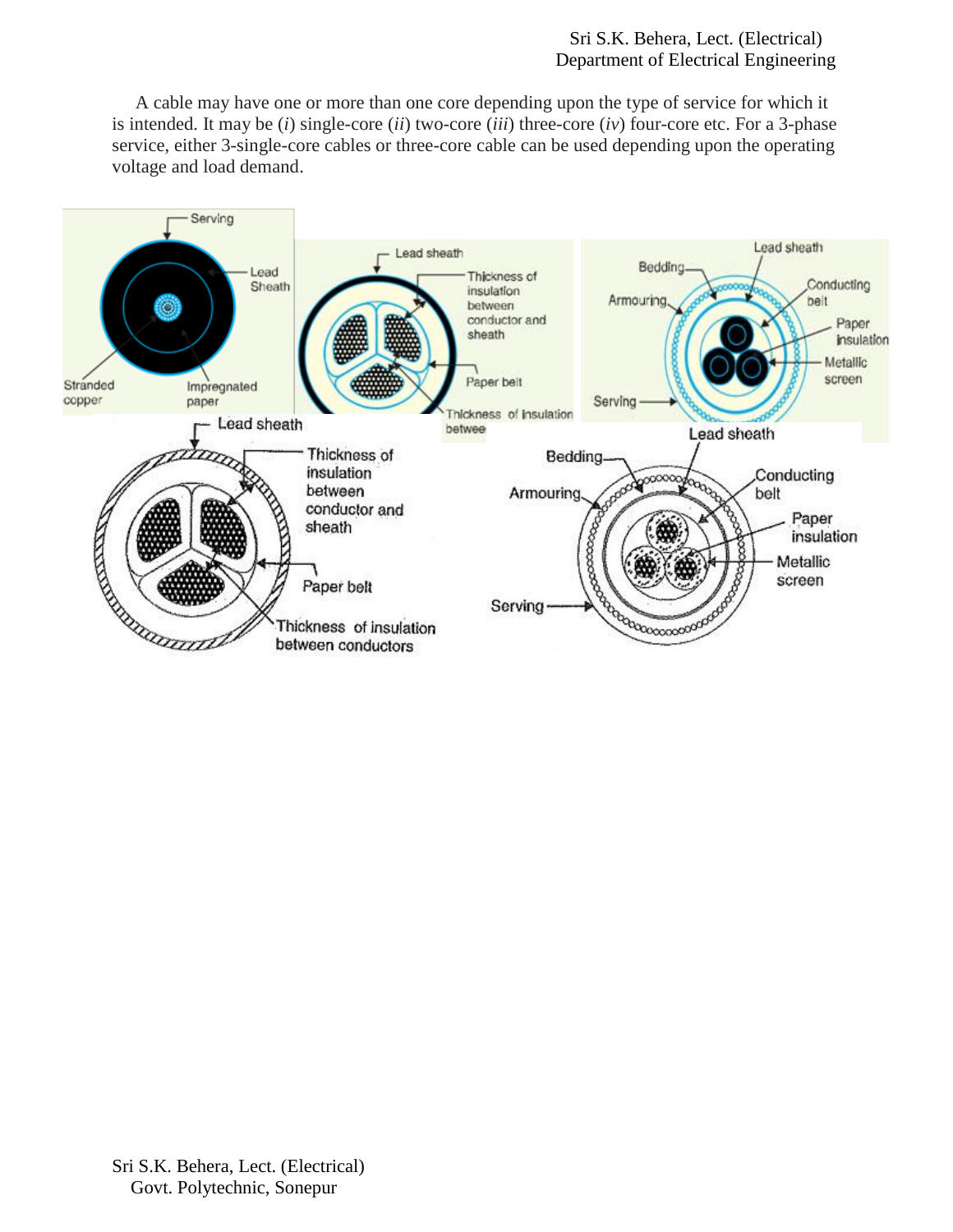A cable may have one or more than one core depending upon the type of service for which it is intended. It may be (*i*) single-core (*ii*) two-core (*iii*) three-core (*iv*) four-core etc. For a 3-phase service, either 3-single-core cables or three-core cable can be used depending upon the operating voltage and load demand.

Serving
Lead Sheath
Stranded copper
Impregnated paper

Lead sheath
Thickness of insulation between conductor and sheath
Paper belt
Thickness of insulation betwee

Lead sheath
Bedding
Armouring
Conducting belt
Paper insulation
Metallic screen
Serving

Lead sheath
Thickness of insulation between conductor and sheath
Paper belt
Thickness of insulation between conductors

Lead sheath
Bedding
Armouring
Conducting belt
Paper insulation
Metallic screen
Serving